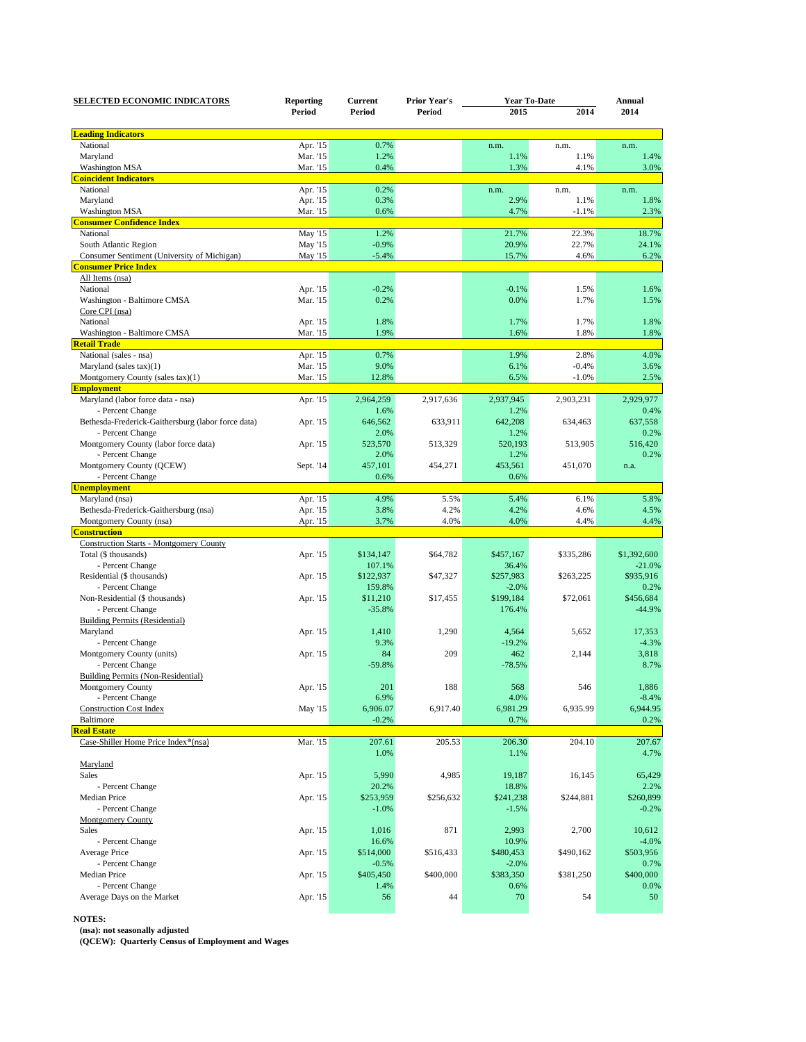| SELECTED ECONOMIC INDICATORS | Reporting Period | Current Period | Prior Year's Period | Year To-Date 2015 | Year To-Date 2014 | Annual 2014 |
|---|---|---|---|---|---|---|
| **Leading Indicators** | | | | | | |
| National | Apr. '15 | 0.7% | | n.m. | n.m. | n.m. |
| Maryland | Mar. '15 | 1.2% | | 1.1% | 1.1% | 1.4% |
| Washington MSA | Mar. '15 | 0.4% | | 1.3% | 4.1% | 3.0% |
| **Coincident Indicators** | | | | | | |
| National | Apr. '15 | 0.2% | | n.m. | n.m. | n.m. |
| Maryland | Apr. '15 | 0.3% | | 2.9% | 1.1% | 1.8% |
| Washington MSA | Mar. '15 | 0.6% | | 4.7% | -1.1% | 2.3% |
| **Consumer Confidence Index** | | | | | | |
| National | May '15 | 1.2% | | 21.7% | 22.3% | 18.7% |
| South Atlantic Region | May '15 | -0.9% | | 20.9% | 22.7% | 24.1% |
| Consumer Sentiment (University of Michigan) | May '15 | -5.4% | | 15.7% | 4.6% | 6.2% |
| **Consumer Price Index** | | | | | | |
| All Items (nsa) | | | | | | |
| National | Apr. '15 | -0.2% | | -0.1% | 1.5% | 1.6% |
| Washington - Baltimore CMSA | Mar. '15 | 0.2% | | 0.0% | 1.7% | 1.5% |
| Core CPI (nsa) | | | | | | |
| National | Apr. '15 | 1.8% | | 1.7% | 1.7% | 1.8% |
| Washington - Baltimore CMSA | Mar. '15 | 1.9% | | 1.6% | 1.8% | 1.8% |
| **Retail Trade** | | | | | | |
| National (sales - nsa) | Apr. '15 | 0.7% | | 1.9% | 2.8% | 4.0% |
| Maryland (sales tax)(1) | Mar. '15 | 9.0% | | 6.1% | -0.4% | 3.6% |
| Montgomery County (sales tax)(1) | Mar. '15 | 12.8% | | 6.5% | -1.0% | 2.5% |
| **Employment** | | | | | | |
| Maryland (labor force data - nsa) | Apr. '15 | 2,964,259 | 2,917,636 | 2,937,945 | 2,903,231 | 2,929,977 |
| - Percent Change | | 1.6% | | 1.2% | | 0.4% |
| Bethesda-Frederick-Gaithersburg (labor force data) | Apr. '15 | 646,562 | 633,911 | 642,208 | 634,463 | 637,558 |
| - Percent Change | | 2.0% | | 1.2% | | 0.2% |
| Montgomery County (labor force data) | Apr. '15 | 523,570 | 513,329 | 520,193 | 513,905 | 516,420 |
| - Percent Change | | 2.0% | | 1.2% | | 0.2% |
| Montgomery County (QCEW) | Sept. '14 | 457,101 | 454,271 | 453,561 | 451,070 | n.a. |
| - Percent Change | | 0.6% | | 0.6% | | |
| **Unemployment** | | | | | | |
| Maryland (nsa) | Apr. '15 | 4.9% | 5.5% | 5.4% | 6.1% | 5.8% |
| Bethesda-Frederick-Gaithersburg (nsa) | Apr. '15 | 3.8% | 4.2% | 4.2% | 4.6% | 4.5% |
| Montgomery County (nsa) | Apr. '15 | 3.7% | 4.0% | 4.0% | 4.4% | 4.4% |
| **Construction** | | | | | | |
| Construction Starts - Montgomery County | | | | | | |
| Total ($ thousands) | Apr. '15 | $134,147 | $64,782 | $457,167 | $335,286 | $1,392,600 |
| - Percent Change | | 107.1% | | 36.4% | | -21.0% |
| Residential ($ thousands) | Apr. '15 | $122,937 | $47,327 | $257,983 | $263,225 | $935,916 |
| - Percent Change | | 159.8% | | -2.0% | | 0.2% |
| Non-Residential ($ thousands) | Apr. '15 | $11,210 | $17,455 | $199,184 | $72,061 | $456,684 |
| - Percent Change | | -35.8% | | 176.4% | | -44.9% |
| Building Permits (Residential) | | | | | | |
| Maryland | Apr. '15 | 1,410 | 1,290 | 4,564 | 5,652 | 17,353 |
| - Percent Change | | 9.3% | | -19.2% | | -4.3% |
| Montgomery County (units) | Apr. '15 | 84 | 209 | 462 | 2,144 | 3,818 |
| - Percent Change | | -59.8% | | -78.5% | | 8.7% |
| Building Permits (Non-Residential) | | | | | | |
| Montgomery County | Apr. '15 | 201 | 188 | 568 | 546 | 1,886 |
| - Percent Change | | 6.9% | | 4.0% | | -8.4% |
| Construction Cost Index | May '15 | 6,906.07 | 6,917.40 | 6,981.29 | 6,935.99 | 6,944.95 |
| Baltimore | | -0.2% | | 0.7% | | 0.2% |
| **Real Estate** | | | | | | |
| Case-Shiller Home Price Index®(nsa) | Mar. '15 | 207.61 | 205.53 | 206.30 | 204.10 | 207.67 |
| | | 1.0% | | 1.1% | | 4.7% |
| Maryland | | | | | | |
| Sales | Apr. '15 | 5,990 | 4,985 | 19,187 | 16,145 | 65,429 |
| - Percent Change | | 20.2% | | 18.8% | | 2.2% |
| Median Price | Apr. '15 | $253,959 | $256,632 | $241,238 | $244,881 | $260,899 |
| - Percent Change | | -1.0% | | -1.5% | | -0.2% |
| Montgomery County | | | | | | |
| Sales | Apr. '15 | 1,016 | 871 | 2,993 | 2,700 | 10,612 |
| - Percent Change | | 16.6% | | 10.9% | | -4.0% |
| Average Price | Apr. '15 | $514,000 | $516,433 | $480,453 | $490,162 | $503,956 |
| - Percent Change | | -0.5% | | -2.0% | | 0.7% |
| Median Price | Apr. '15 | $405,450 | $400,000 | $383,350 | $381,250 | $400,000 |
| - Percent Change | | 1.4% | | 0.6% | | 0.0% |
| Average Days on the Market | Apr. '15 | 56 | 44 | 70 | 54 | 50 |

**NOTES:**

**(nsa): not seasonally adjusted**

**(QCEW): Quarterly Census of Employment and Wages**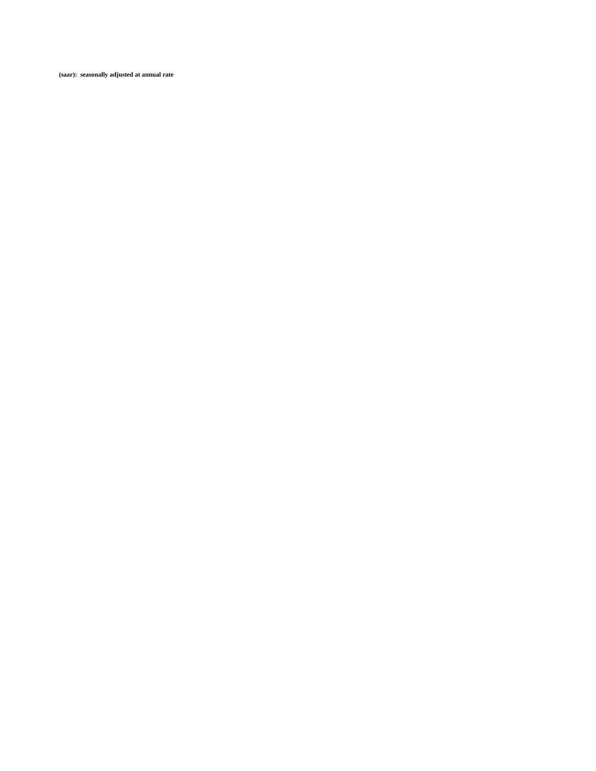**(saar): seasonally adjusted at annual rate**